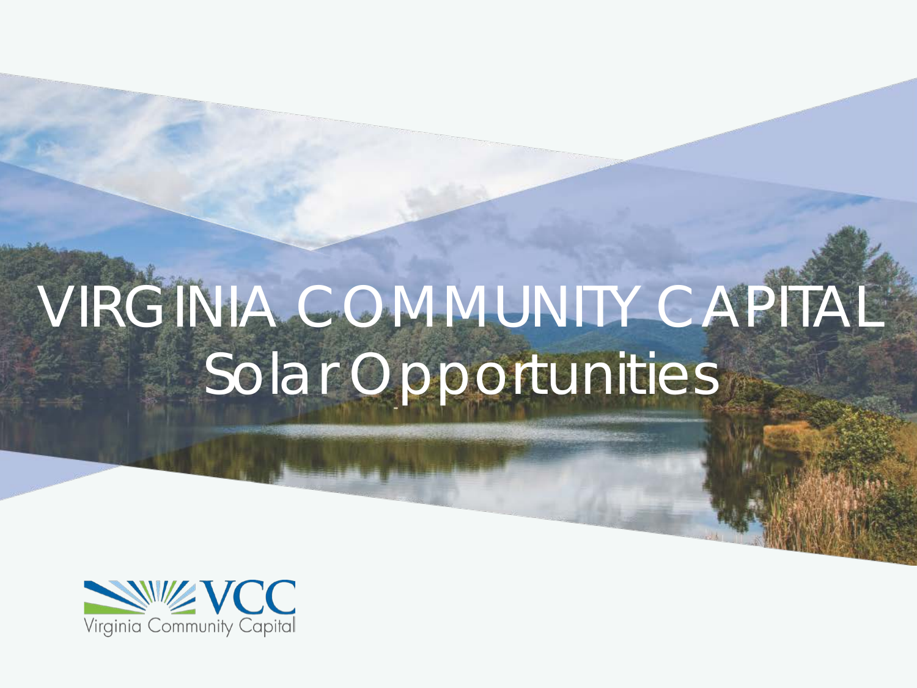# VIRGINIA COMMUNITY CAPITAL
## Solar Opportunities

VCC
Virginia Community Capital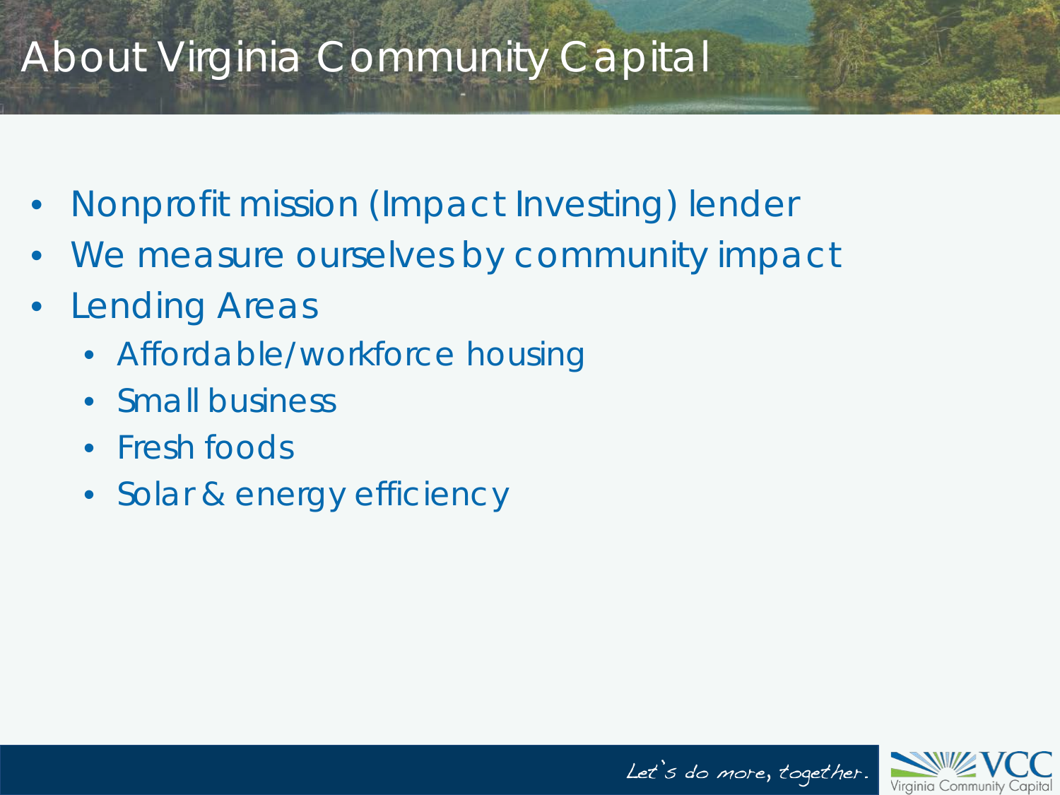# About Virginia Community Capital

- Nonprofit mission (Impact Investing) lender
- We measure ourselves by community impact
- Lending Areas
  - Affordable/workforce housing
  - Small business
  - Fresh foods
  - Solar & energy efficiency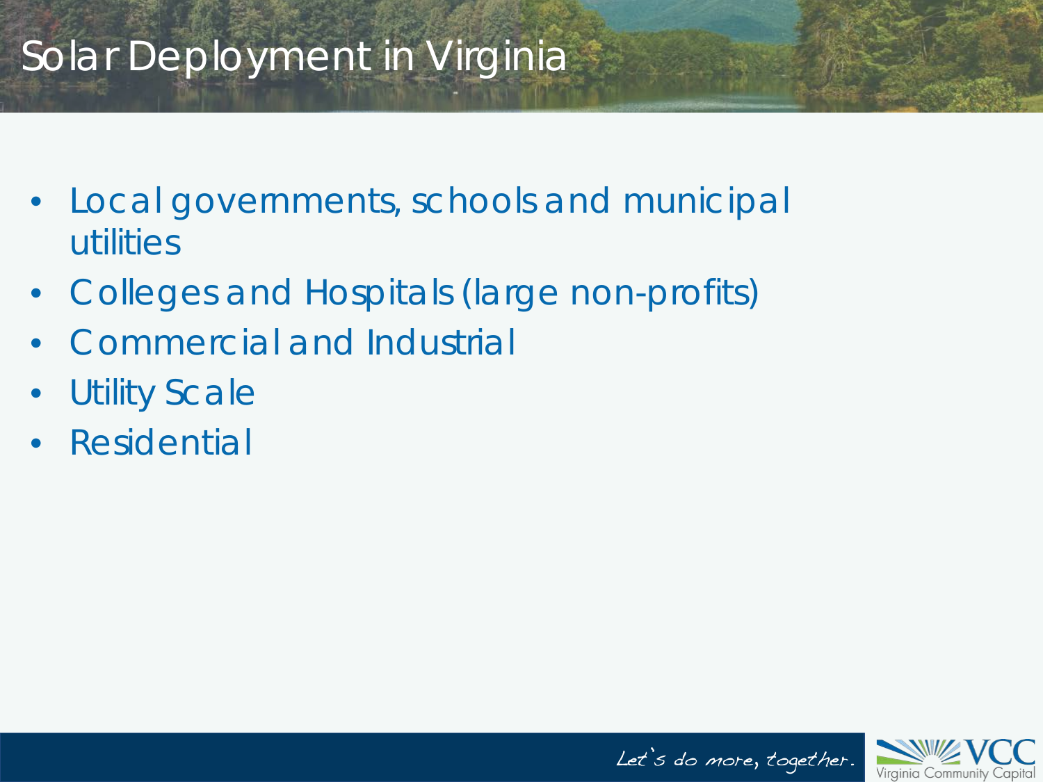# Solar Deployment in Virginia

- Local governments, schools and municipal utilities
- Colleges and Hospitals (large non-profits)
- Commercial and Industrial
- Utility Scale
- Residential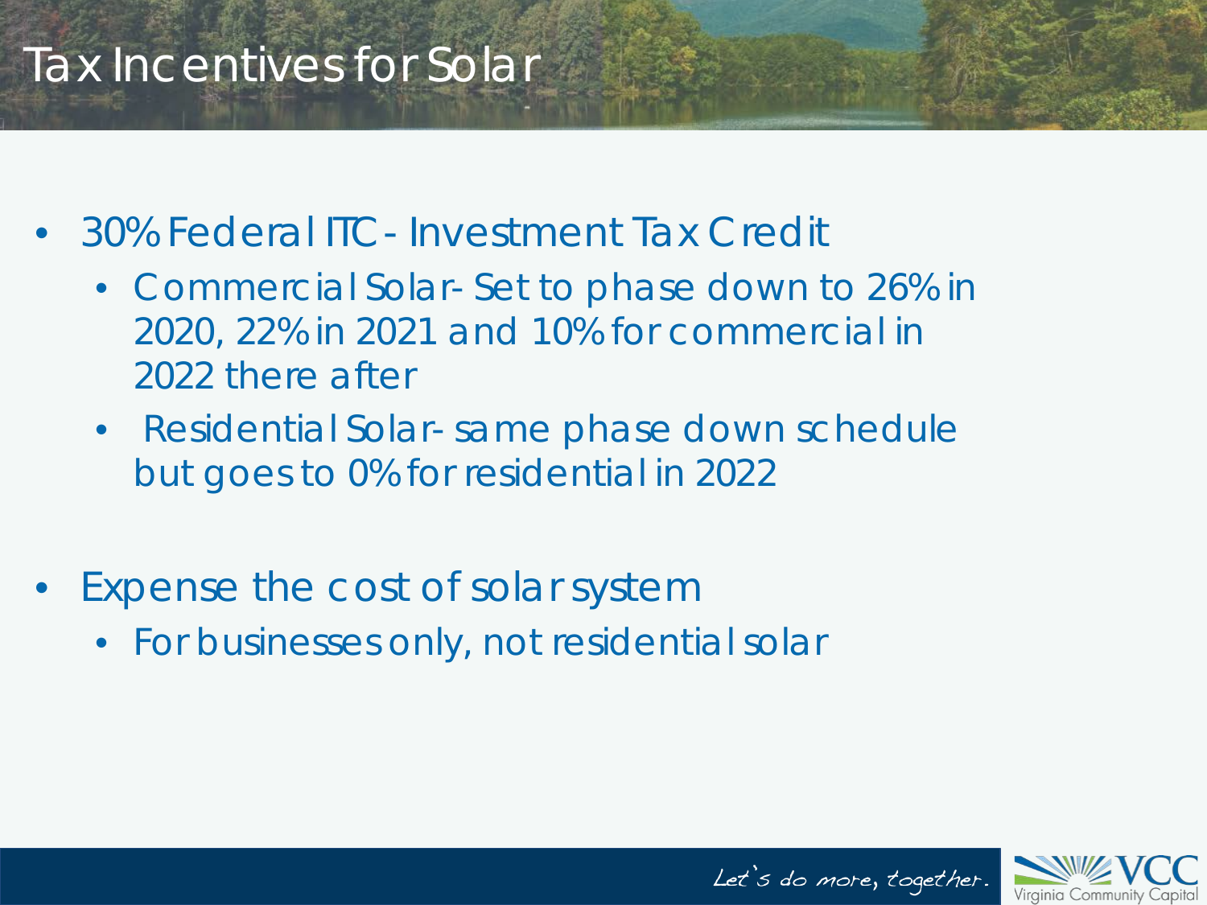# Tax Incentives for Solar

- 30% Federal ITC - Investment Tax Credit
  - Commercial Solar- Set to phase down to 26% in 2020, 22% in 2021 and 10% for commercial in 2022 there after
  - Residential Solar- same phase down schedule but goes to 0% for residential in 2022
- Expense the cost of solar system
  - For businesses only, not residential solar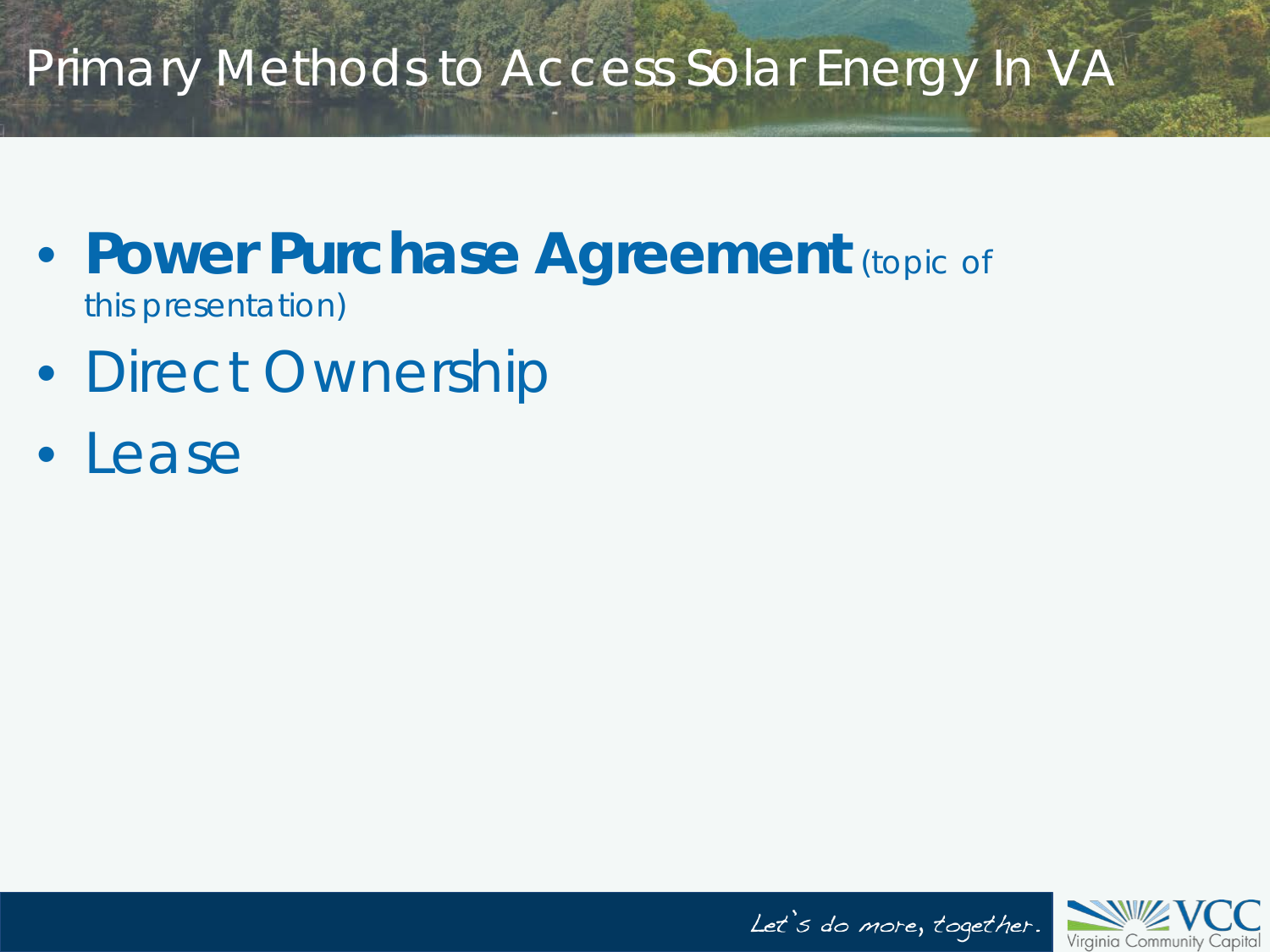# Primary Methods to Access Solar Energy In VA

- **Power Purchase Agreement** (topic of this presentation)
- Direct Ownership
- Lease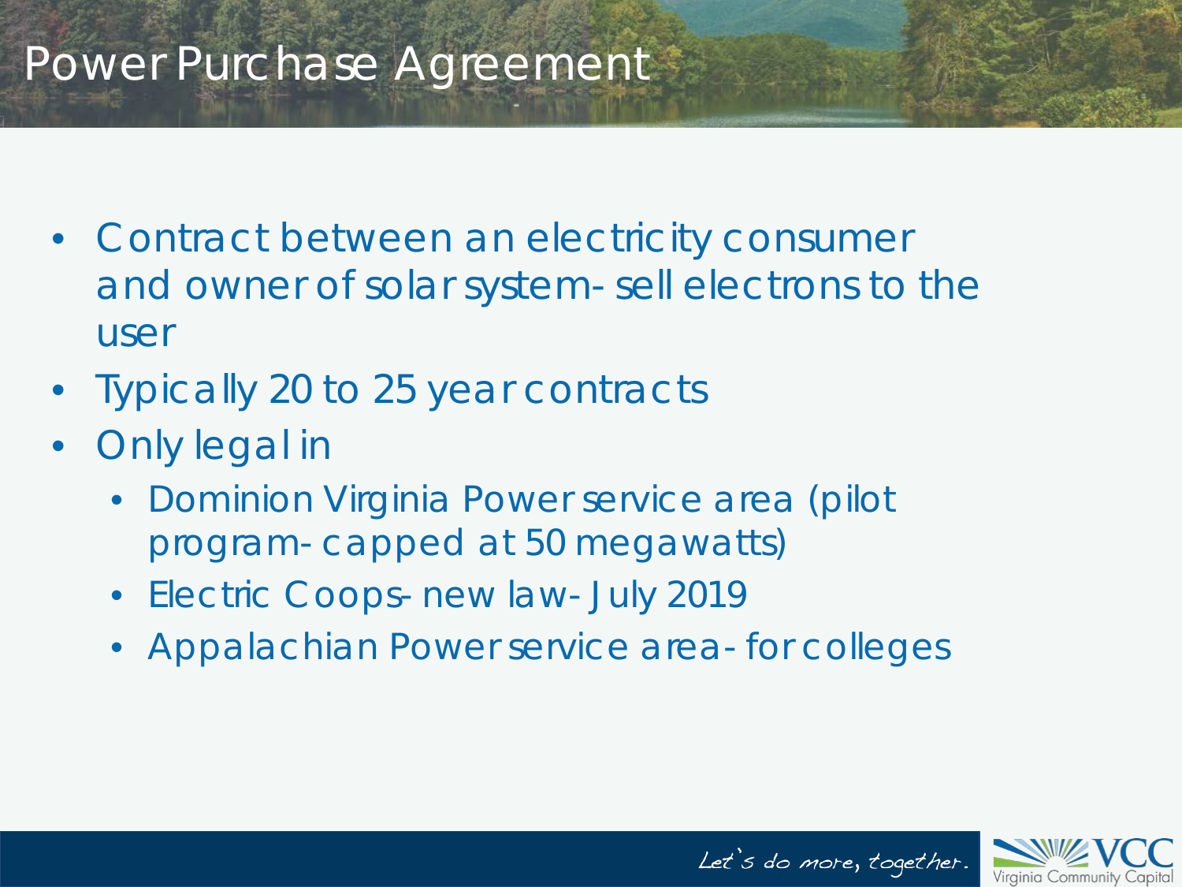# Power Purchase Agreement

- Contract between an electricity consumer and owner of solar system- sell electrons to the user
- Typically 20 to 25 year contracts
- Only legal in
  - Dominion Virginia Power service area (pilot program- capped at 50 megawatts)
  - Electric Coops- new law- July 2019
  - Appalachian Power service area- for colleges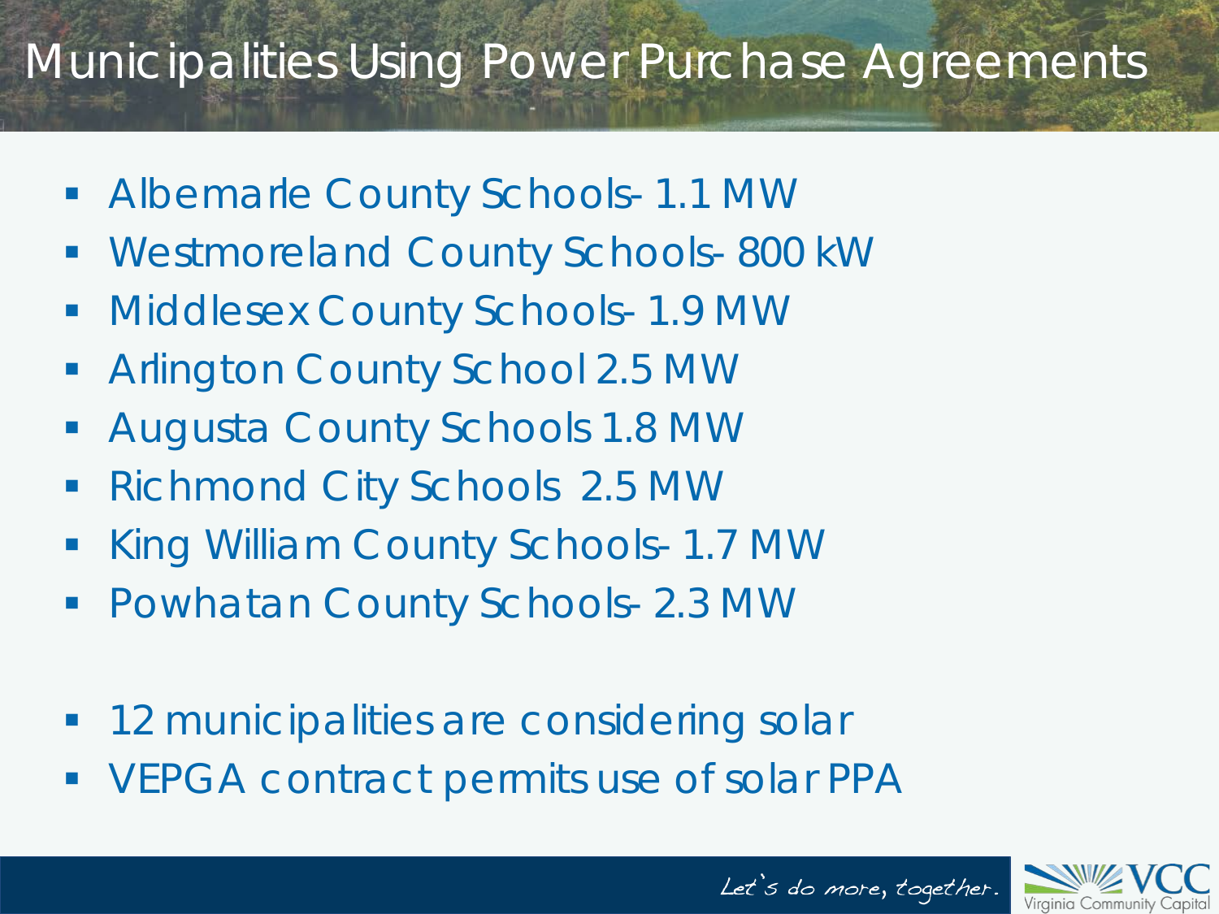# Municipalities Using Power Purchase Agreements

- Albemarle County Schools- 1.1 MW
- Westmoreland County Schools- 800 kW
- Middlesex County Schools- 1.9 MW
- Arlington County School 2.5 MW
- Augusta County Schools 1.8 MW
- Richmond City Schools 2.5 MW
- King William County Schools- 1.7 MW
- Powhatan County Schools- 2.3 MW

- 12 municipalities are considering solar
- VEPGA contract permits use of solar PPA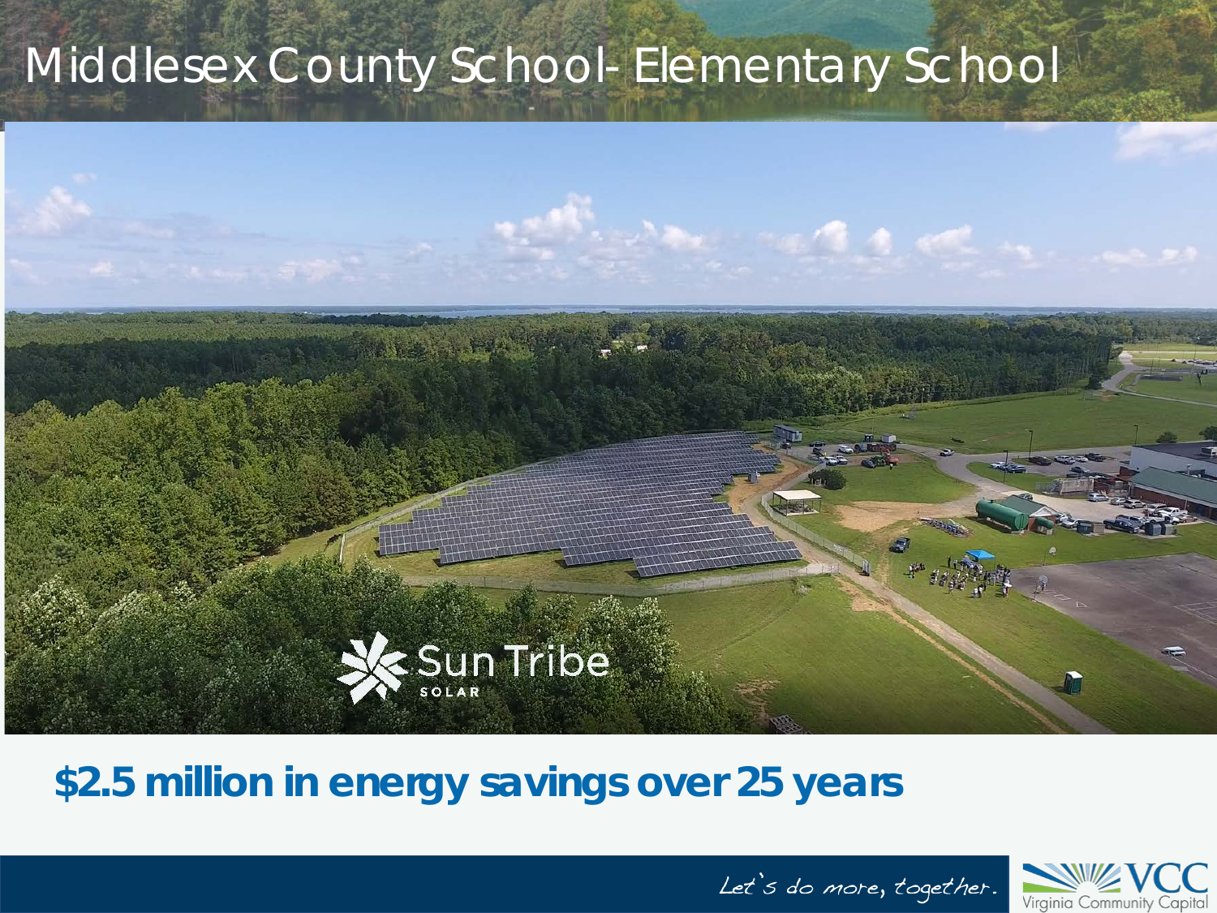# Middlesex County School- Elementary School

**$2.5 million in energy savings over 25 years**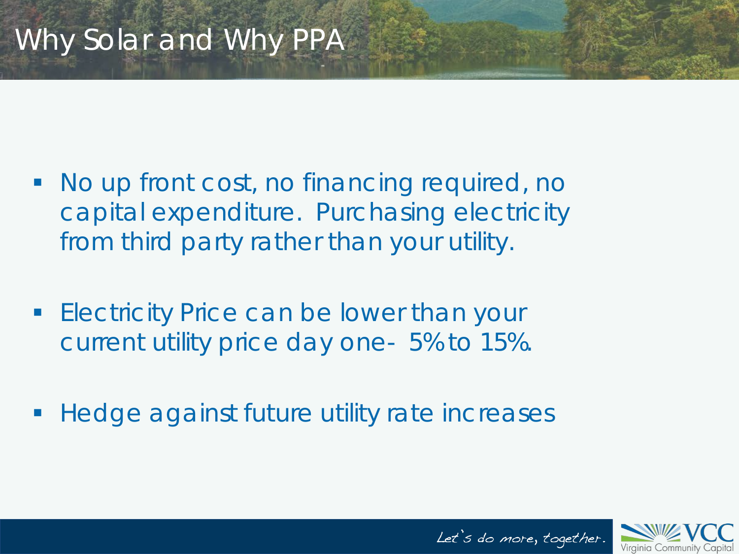# Why Solar and Why PPA

- No up front cost, no financing required, no capital expenditure. Purchasing electricity from third party rather than your utility.

- Electricity Price can be lower than your current utility price day one- 5% to 15%.

- Hedge against future utility rate increases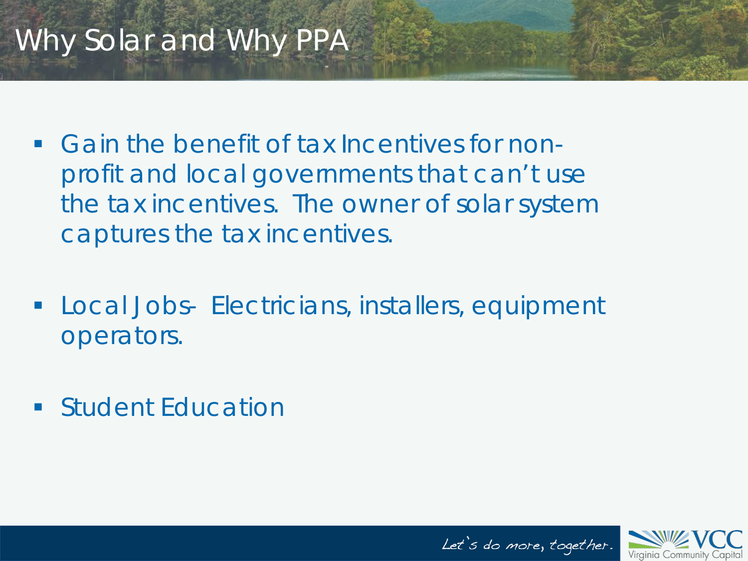# Why Solar and Why PPA

- Gain the benefit of tax Incentives for non-profit and local governments that can't use the tax incentives. The owner of solar system captures the tax incentives.
- Local Jobs- Electricians, installers, equipment operators.
- Student Education

Let's do more, together.

VCC Virginia Community Capital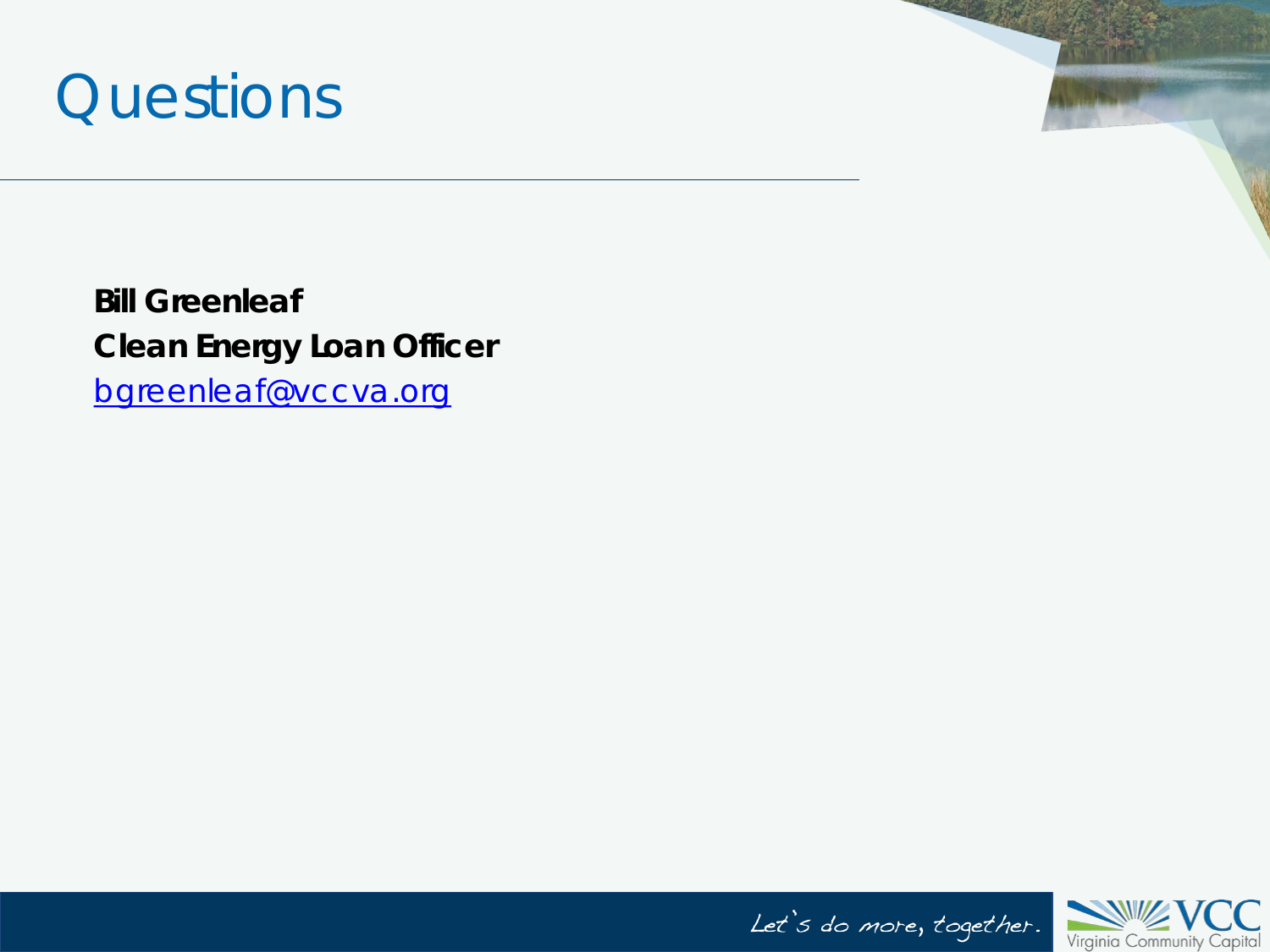# Questions

**Bill Greenleaf**
**Clean Energy Loan Officer**
bgreenleaf@vccva.org